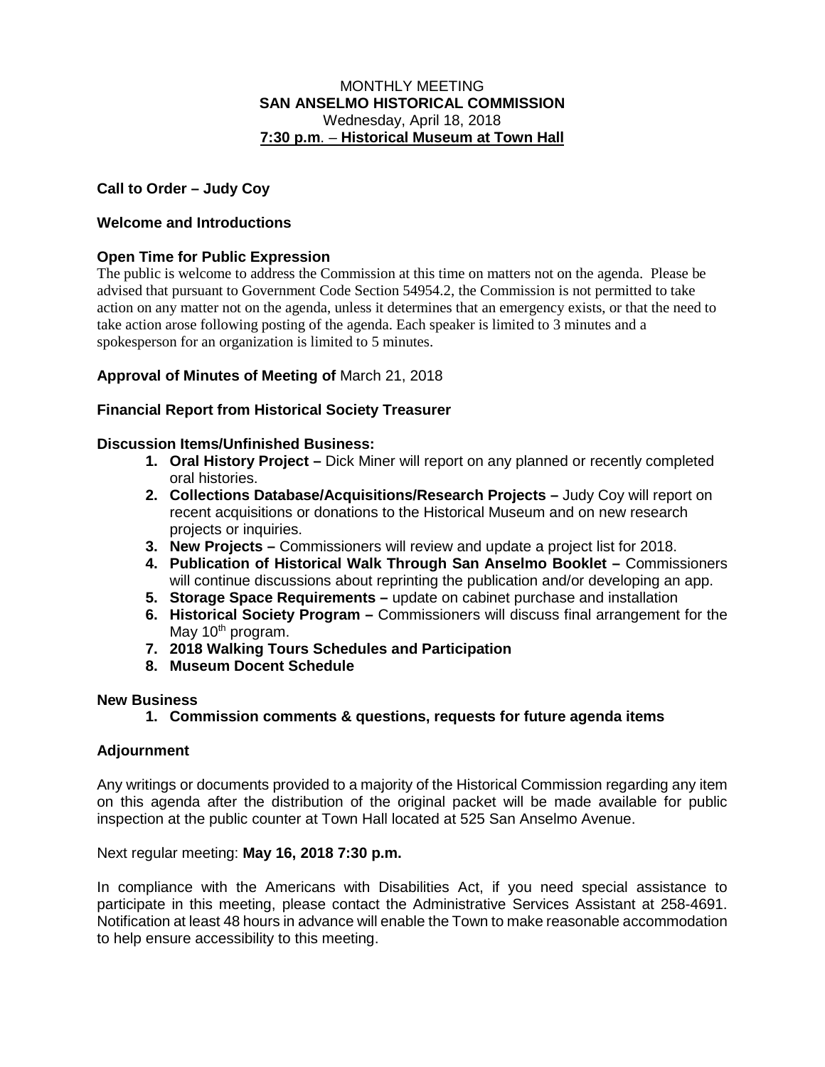MONTHLY MEETING
**SAN ANSELMO HISTORICAL COMMISSION**
Wednesday, April 18, 2018
**7:30 p.m. – Historical Museum at Town Hall**

**Call to Order – Judy Coy**

**Welcome and Introductions**

**Open Time for Public Expression**

The public is welcome to address the Commission at this time on matters not on the agenda. Please be advised that pursuant to Government Code Section 54954.2, the Commission is not permitted to take action on any matter not on the agenda, unless it determines that an emergency exists, or that the need to take action arose following posting of the agenda. Each speaker is limited to 3 minutes and a spokesperson for an organization is limited to 5 minutes.

**Approval of Minutes of Meeting of** March 21, 2018

**Financial Report from Historical Society Treasurer**

**Discussion Items/Unfinished Business:**

1. **Oral History Project –** Dick Miner will report on any planned or recently completed oral histories.
2. **Collections Database/Acquisitions/Research Projects –** Judy Coy will report on recent acquisitions or donations to the Historical Museum and on new research projects or inquiries.
3. **New Projects –** Commissioners will review and update a project list for 2018.
4. **Publication of Historical Walk Through San Anselmo Booklet –** Commissioners will continue discussions about reprinting the publication and/or developing an app.
5. **Storage Space Requirements –** update on cabinet purchase and installation
6. **Historical Society Program –** Commissioners will discuss final arrangement for the May 10th program.
7. **2018 Walking Tours Schedules and Participation**
8. **Museum Docent Schedule**

**New Business**

1. **Commission comments & questions, requests for future agenda items**

**Adjournment**

Any writings or documents provided to a majority of the Historical Commission regarding any item on this agenda after the distribution of the original packet will be made available for public inspection at the public counter at Town Hall located at 525 San Anselmo Avenue.

Next regular meeting: **May 16, 2018 7:30 p.m.**

In compliance with the Americans with Disabilities Act, if you need special assistance to participate in this meeting, please contact the Administrative Services Assistant at 258-4691. Notification at least 48 hours in advance will enable the Town to make reasonable accommodation to help ensure accessibility to this meeting.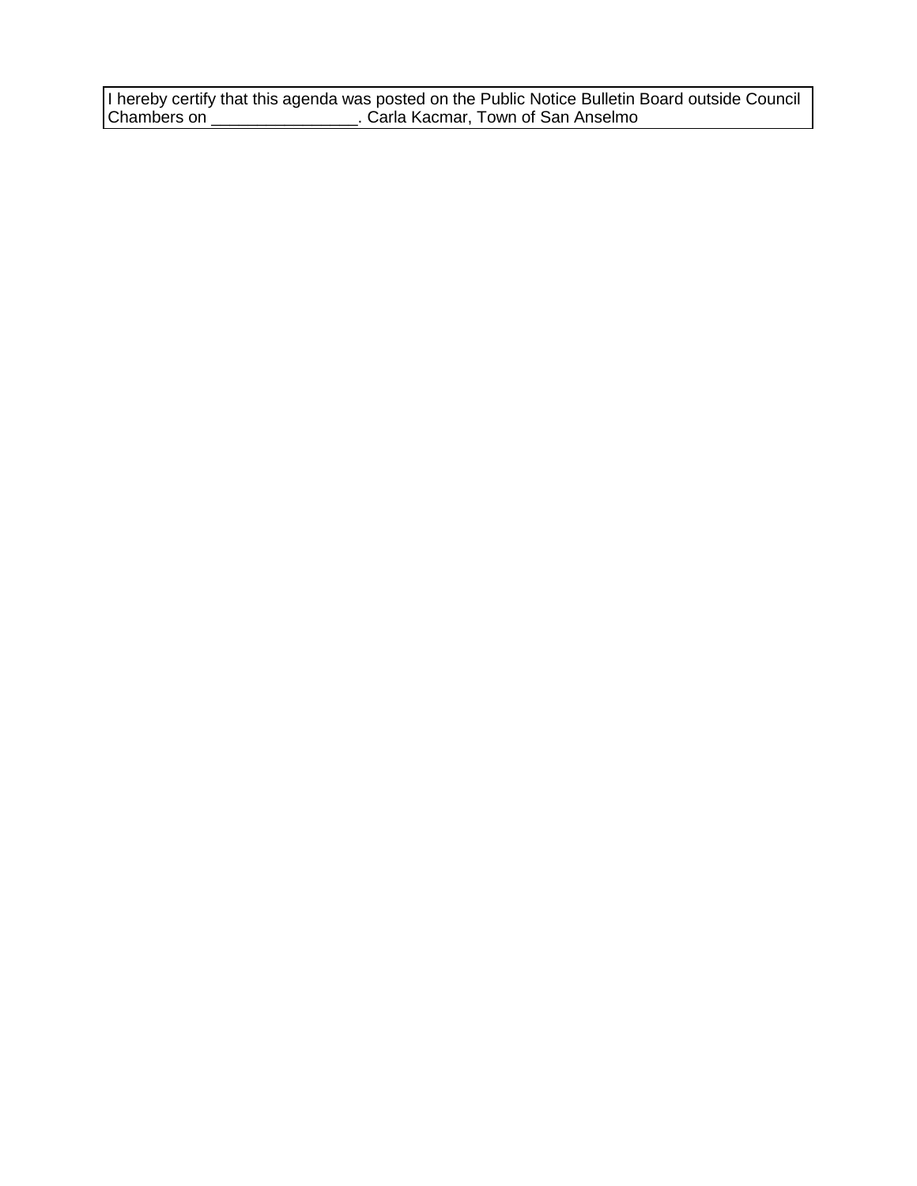I hereby certify that this agenda was posted on the Public Notice Bulletin Board outside Council Chambers on ________________. Carla Kacmar, Town of San Anselmo